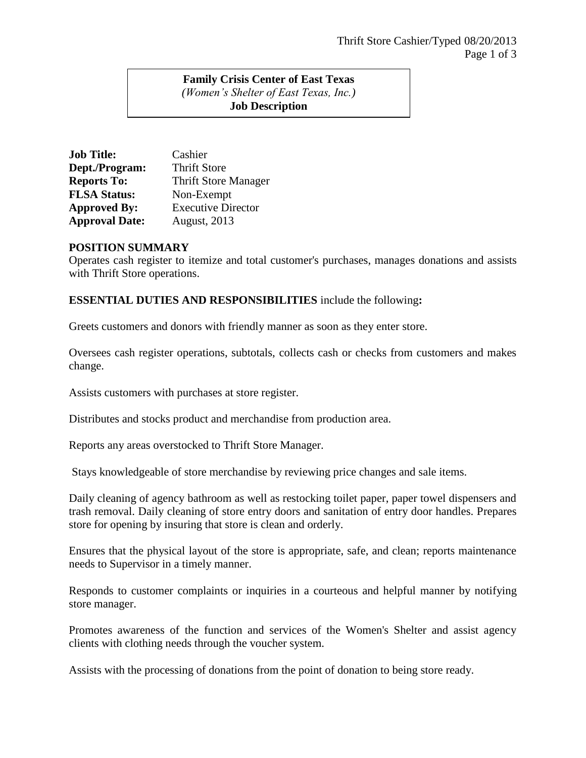**Family Crisis Center of East Texas**
*(Women's Shelter of East Texas, Inc.)*
**Job Description**

**Job Title:** Cashier
**Dept./Program:** Thrift Store
**Reports To:** Thrift Store Manager
**FLSA Status:** Non-Exempt
**Approved By:** Executive Director
**Approval Date:** August, 2013

## POSITION SUMMARY

Operates cash register to itemize and total customer's purchases, manages donations and assists with Thrift Store operations.

**ESSENTIAL DUTIES AND RESPONSIBILITIES** include the following**:**

Greets customers and donors with friendly manner as soon as they enter store.

Oversees cash register operations, subtotals, collects cash or checks from customers and makes change.

Assists customers with purchases at store register.

Distributes and stocks product and merchandise from production area.

Reports any areas overstocked to Thrift Store Manager.

Stays knowledgeable of store merchandise by reviewing price changes and sale items.

Daily cleaning of agency bathroom as well as restocking toilet paper, paper towel dispensers and trash removal. Daily cleaning of store entry doors and sanitation of entry door handles. Prepares store for opening by insuring that store is clean and orderly.

Ensures that the physical layout of the store is appropriate, safe, and clean; reports maintenance needs to Supervisor in a timely manner.

Responds to customer complaints or inquiries in a courteous and helpful manner by notifying store manager.

Promotes awareness of the function and services of the Women's Shelter and assist agency clients with clothing needs through the voucher system.

Assists with the processing of donations from the point of donation to being store ready.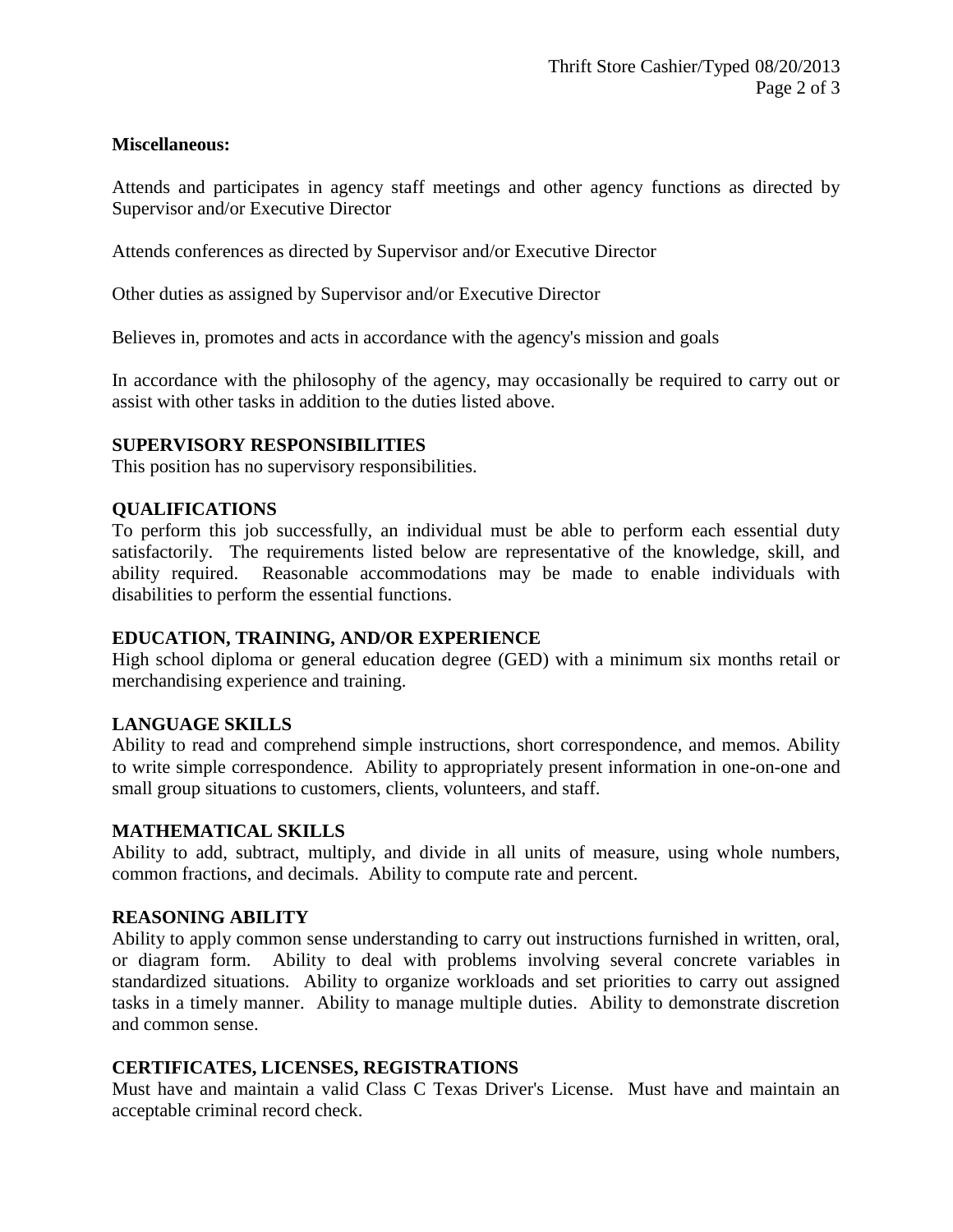**Miscellaneous:**

Attends and participates in agency staff meetings and other agency functions as directed by Supervisor and/or Executive Director

Attends conferences as directed by Supervisor and/or Executive Director

Other duties as assigned by Supervisor and/or Executive Director

Believes in, promotes and acts in accordance with the agency's mission and goals

In accordance with the philosophy of the agency, may occasionally be required to carry out or assist with other tasks in addition to the duties listed above.

## SUPERVISORY RESPONSIBILITIES

This position has no supervisory responsibilities.

## QUALIFICATIONS

To perform this job successfully, an individual must be able to perform each essential duty satisfactorily. The requirements listed below are representative of the knowledge, skill, and ability required. Reasonable accommodations may be made to enable individuals with disabilities to perform the essential functions.

## EDUCATION, TRAINING, AND/OR EXPERIENCE

High school diploma or general education degree (GED) with a minimum six months retail or merchandising experience and training.

## LANGUAGE SKILLS

Ability to read and comprehend simple instructions, short correspondence, and memos. Ability to write simple correspondence. Ability to appropriately present information in one-on-one and small group situations to customers, clients, volunteers, and staff.

## MATHEMATICAL SKILLS

Ability to add, subtract, multiply, and divide in all units of measure, using whole numbers, common fractions, and decimals. Ability to compute rate and percent.

## REASONING ABILITY

Ability to apply common sense understanding to carry out instructions furnished in written, oral, or diagram form. Ability to deal with problems involving several concrete variables in standardized situations. Ability to organize workloads and set priorities to carry out assigned tasks in a timely manner. Ability to manage multiple duties. Ability to demonstrate discretion and common sense.

## CERTIFICATES, LICENSES, REGISTRATIONS

Must have and maintain a valid Class C Texas Driver's License. Must have and maintain an acceptable criminal record check.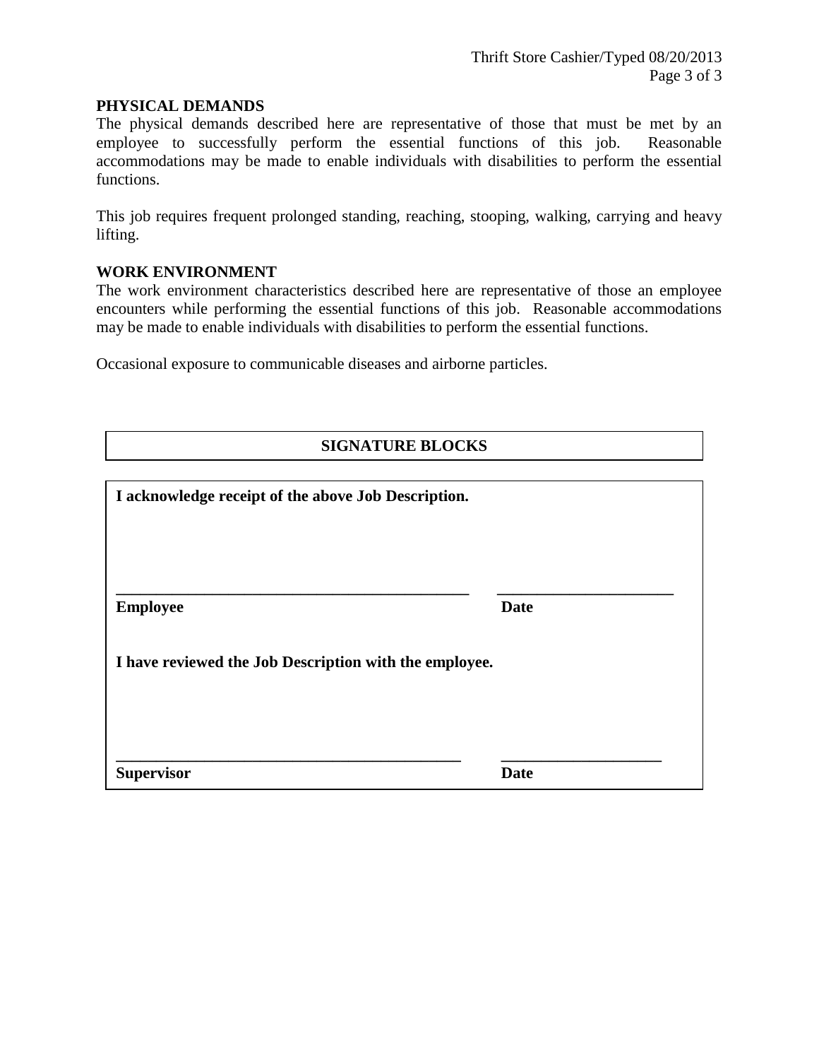## PHYSICAL DEMANDS

The physical demands described here are representative of those that must be met by an employee to successfully perform the essential functions of this job. Reasonable accommodations may be made to enable individuals with disabilities to perform the essential functions.

This job requires frequent prolonged standing, reaching, stooping, walking, carrying and heavy lifting.

## WORK ENVIRONMENT

The work environment characteristics described here are representative of those an employee encounters while performing the essential functions of this job. Reasonable accommodations may be made to enable individuals with disabilities to perform the essential functions.

Occasional exposure to communicable diseases and airborne particles.

## SIGNATURE BLOCKS

**I acknowledge receipt of the above Job Description.**

_____________________________________________ ______________________

**Employee** **Date**

**I have reviewed the Job Description with the employee.**

_____________________________________________ ______________________

**Supervisor** **Date**